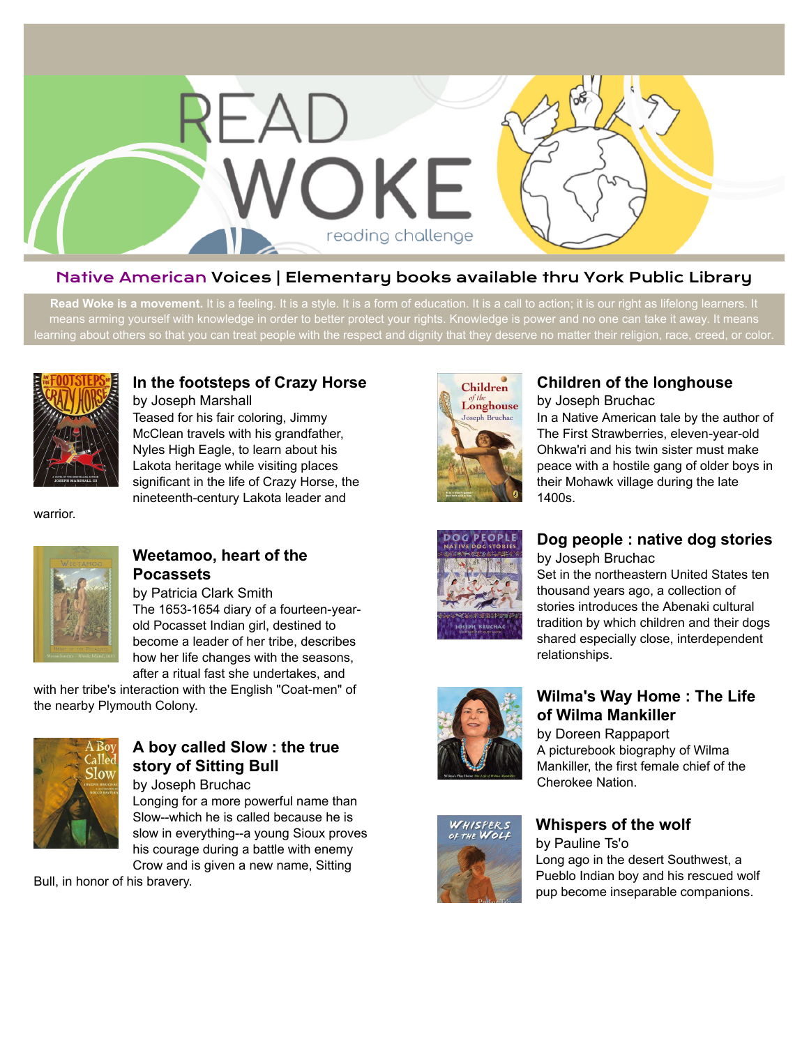# READ WOKE

reading challenge

## Native American Voices | Elementary books available thru York Public Library

**Read Woke is a movement.** It is a feeling. It is a style. It is a form of education. It is a call to action; it is our right as lifelong learners. It means arming yourself with knowledge in order to better protect your rights. Knowledge is power and no one can take it away. It means learning about others so that you can treat people with the respect and dignity that they deserve no matter their religion, race, creed, or color.

### In the footsteps of Crazy Horse

by Joseph Marshall

Teased for his fair coloring, Jimmy McClean travels with his grandfather, Nyles High Eagle, to learn about his Lakota heritage while visiting places significant in the life of Crazy Horse, the nineteenth-century Lakota leader and warrior.

### Weetamoo, heart of the Pocassets

by Patricia Clark Smith

The 1653-1654 diary of a fourteen-year-old Pocasset Indian girl, destined to become a leader of her tribe, describes how her life changes with the seasons, after a ritual fast she undertakes, and with her tribe's interaction with the English "Coat-men" of the nearby Plymouth Colony.

### A boy called Slow : the true story of Sitting Bull

by Joseph Bruchac

Longing for a more powerful name than Slow--which he is called because he is slow in everything--a young Sioux proves his courage during a battle with enemy Crow and is given a new name, Sitting Bull, in honor of his bravery.

### Children of the longhouse

by Joseph Bruchac

In a Native American tale by the author of The First Strawberries, eleven-year-old Ohkwa'ri and his twin sister must make peace with a hostile gang of older boys in their Mohawk village during the late 1400s.

### Dog people : native dog stories

by Joseph Bruchac

Set in the northeastern United States ten thousand years ago, a collection of stories introduces the Abenaki cultural tradition by which children and their dogs shared especially close, interdependent relationships.

### Wilma's Way Home : The Life of Wilma Mankiller

by Doreen Rappaport

A picturebook biography of Wilma Mankiller, the first female chief of the Cherokee Nation.

### Whispers of the wolf

by Pauline Ts'o

Long ago in the desert Southwest, a Pueblo Indian boy and his rescued wolf pup become inseparable companions.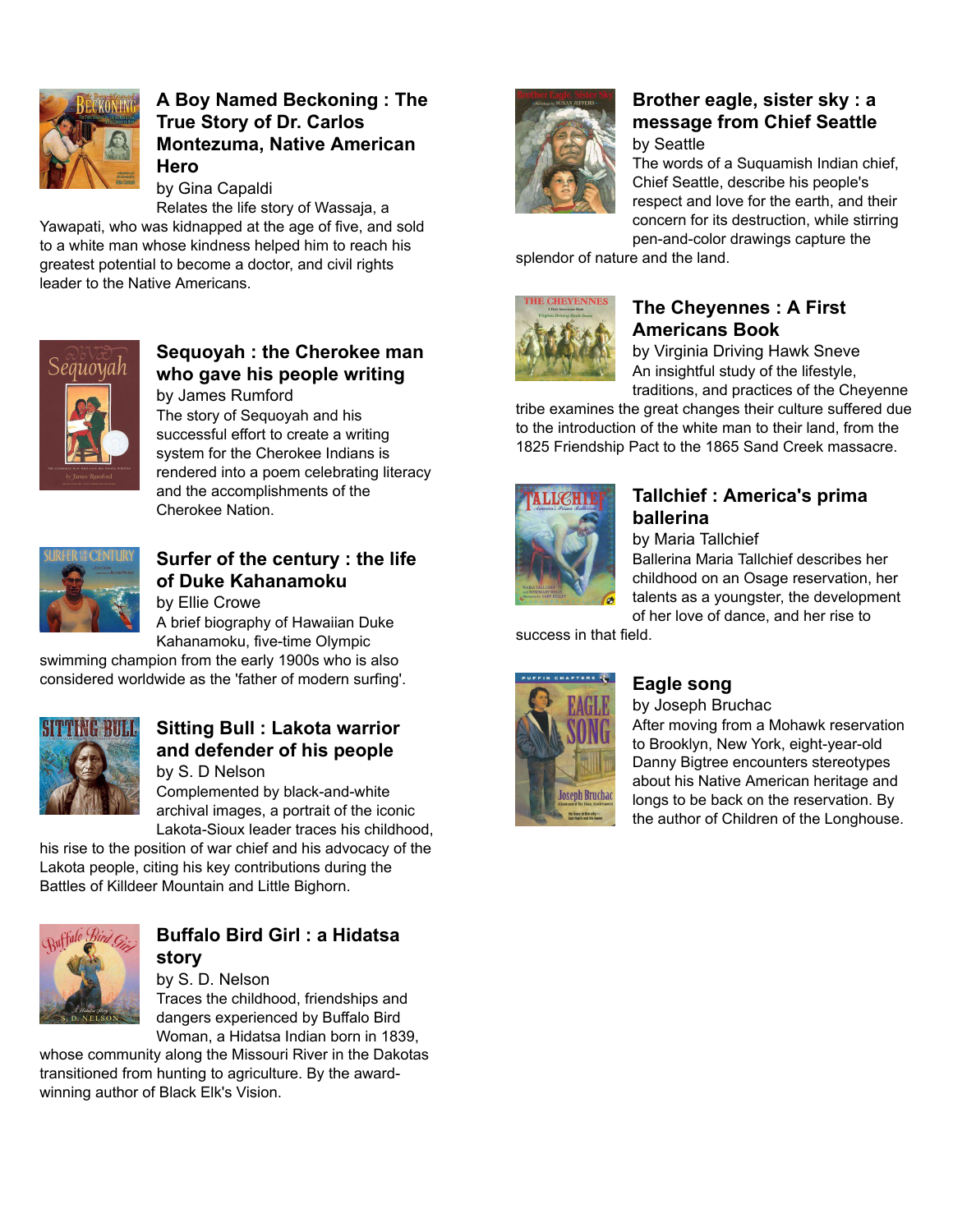### A Boy Named Beckoning : The True Story of Dr. Carlos Montezuma, Native American Hero

by Gina Capaldi

Relates the life story of Wassaja, a Yawapati, who was kidnapped at the age of five, and sold to a white man whose kindness helped him to reach his greatest potential to become a doctor, and civil rights leader to the Native Americans.

### Sequoyah : the Cherokee man who gave his people writing

by James Rumford

The story of Sequoyah and his successful effort to create a writing system for the Cherokee Indians is rendered into a poem celebrating literacy and the accomplishments of the Cherokee Nation.

### Surfer of the century : the life of Duke Kahanamoku

by Ellie Crowe

A brief biography of Hawaiian Duke Kahanamoku, five-time Olympic swimming champion from the early 1900s who is also considered worldwide as the 'father of modern surfing'.

### Sitting Bull : Lakota warrior and defender of his people

by S. D Nelson

Complemented by black-and-white archival images, a portrait of the iconic Lakota-Sioux leader traces his childhood, his rise to the position of war chief and his advocacy of the Lakota people, citing his key contributions during the Battles of Killdeer Mountain and Little Bighorn.

### Buffalo Bird Girl : a Hidatsa story

by S. D. Nelson

Traces the childhood, friendships and dangers experienced by Buffalo Bird Woman, a Hidatsa Indian born in 1839, whose community along the Missouri River in the Dakotas transitioned from hunting to agriculture. By the award-winning author of Black Elk's Vision.

### Brother eagle, sister sky : a message from Chief Seattle

by Seattle

The words of a Suquamish Indian chief, Chief Seattle, describe his people's respect and love for the earth, and their concern for its destruction, while stirring pen-and-color drawings capture the splendor of nature and the land.

### The Cheyennes : A First Americans Book

by Virginia Driving Hawk Sneve

An insightful study of the lifestyle, traditions, and practices of the Cheyenne tribe examines the great changes their culture suffered due to the introduction of the white man to their land, from the 1825 Friendship Pact to the 1865 Sand Creek massacre.

### Tallchief : America's prima ballerina

by Maria Tallchief

Ballerina Maria Tallchief describes her childhood on an Osage reservation, her talents as a youngster, the development of her love of dance, and her rise to success in that field.

### Eagle song

by Joseph Bruchac

After moving from a Mohawk reservation to Brooklyn, New York, eight-year-old Danny Bigtree encounters stereotypes about his Native American heritage and longs to be back on the reservation. By the author of Children of the Longhouse.